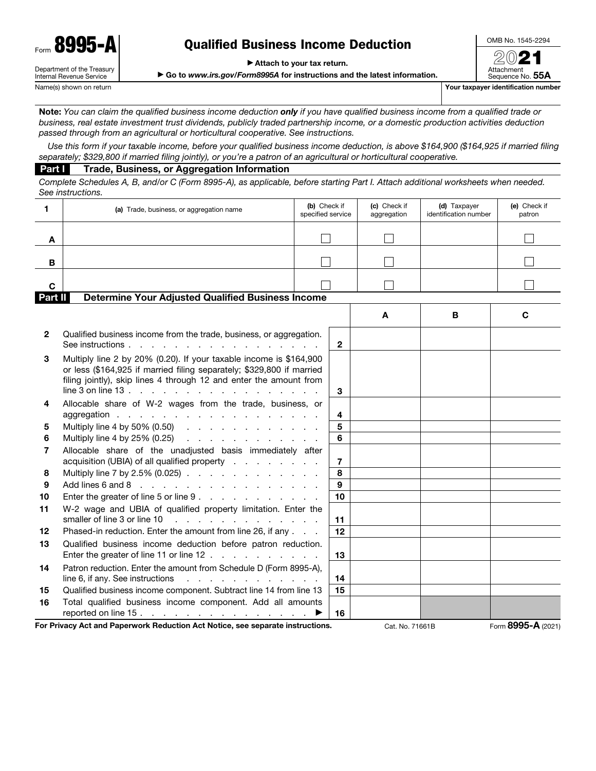Form **8995-A**

Department of the Treasury
Internal Revenue Service

# Qualified Business Income Deduction

▶ Attach to your tax return.

▶ Go to *www.irs.gov/Form8995A* for instructions and the latest information.

OMB No. 1545-2294

2021

Attachment Sequence No. **55A**

Name(s) shown on return

**Your taxpayer identification number**

**Note:** *You can claim the qualified business income deduction **only** if you have qualified business income from a qualified trade or business, real estate investment trust dividends, publicly traded partnership income, or a domestic production activities deduction passed through from an agricultural or horticultural cooperative. See instructions.*

*Use this form if your taxable income, before your qualified business income deduction, is above $164,900 ($164,925 if married filing separately; $329,800 if married filing jointly), or you're a patron of an agricultural or horticultural cooperative.*

## Part I — Trade, Business, or Aggregation Information

*Complete Schedules A, B, and/or C (Form 8995-A), as applicable, before starting Part I. Attach additional worksheets when needed. See instructions.*

| 1 | (a) Trade, business, or aggregation name | (b) Check if specified service | (c) Check if aggregation | (d) Taxpayer identification number | (e) Check if patron |
|---|---|---|---|---|---|
| A | | ☐ | ☐ | | ☐ |
| B | | ☐ | ☐ | | ☐ |
| C | | ☐ | ☐ | | ☐ |

## Part II — Determine Your Adjusted Qualified Business Income

| | | | A | B | C |
|---|---|---|---|---|---|
| 2 | Qualified business income from the trade, business, or aggregation. See instructions | 2 | | | |
| 3 | Multiply line 2 by 20% (0.20). If your taxable income is $164,900 or less ($164,925 if married filing separately; $329,800 if married filing jointly), skip lines 4 through 12 and enter the amount from line 3 on line 13 | 3 | | | |
| 4 | Allocable share of W-2 wages from the trade, business, or aggregation | 4 | | | |
| 5 | Multiply line 4 by 50% (0.50) | 5 | | | |
| 6 | Multiply line 4 by 25% (0.25) | 6 | | | |
| 7 | Allocable share of the unadjusted basis immediately after acquisition (UBIA) of all qualified property | 7 | | | |
| 8 | Multiply line 7 by 2.5% (0.025) | 8 | | | |
| 9 | Add lines 6 and 8 | 9 | | | |
| 10 | Enter the greater of line 5 or line 9 | 10 | | | |
| 11 | W-2 wage and UBIA of qualified property limitation. Enter the smaller of line 3 or line 10 | 11 | | | |
| 12 | Phased-in reduction. Enter the amount from line 26, if any | 12 | | | |
| 13 | Qualified business income deduction before patron reduction. Enter the greater of line 11 or line 12 | 13 | | | |
| 14 | Patron reduction. Enter the amount from Schedule D (Form 8995-A), line 6, if any. See instructions | 14 | | | |
| 15 | Qualified business income component. Subtract line 14 from line 13 | 15 | | | |
| 16 | Total qualified business income component. Add all amounts reported on line 15 ▶ | 16 | | | |

**For Privacy Act and Paperwork Reduction Act Notice, see separate instructions.** Cat. No. 71661B Form **8995-A** (2021)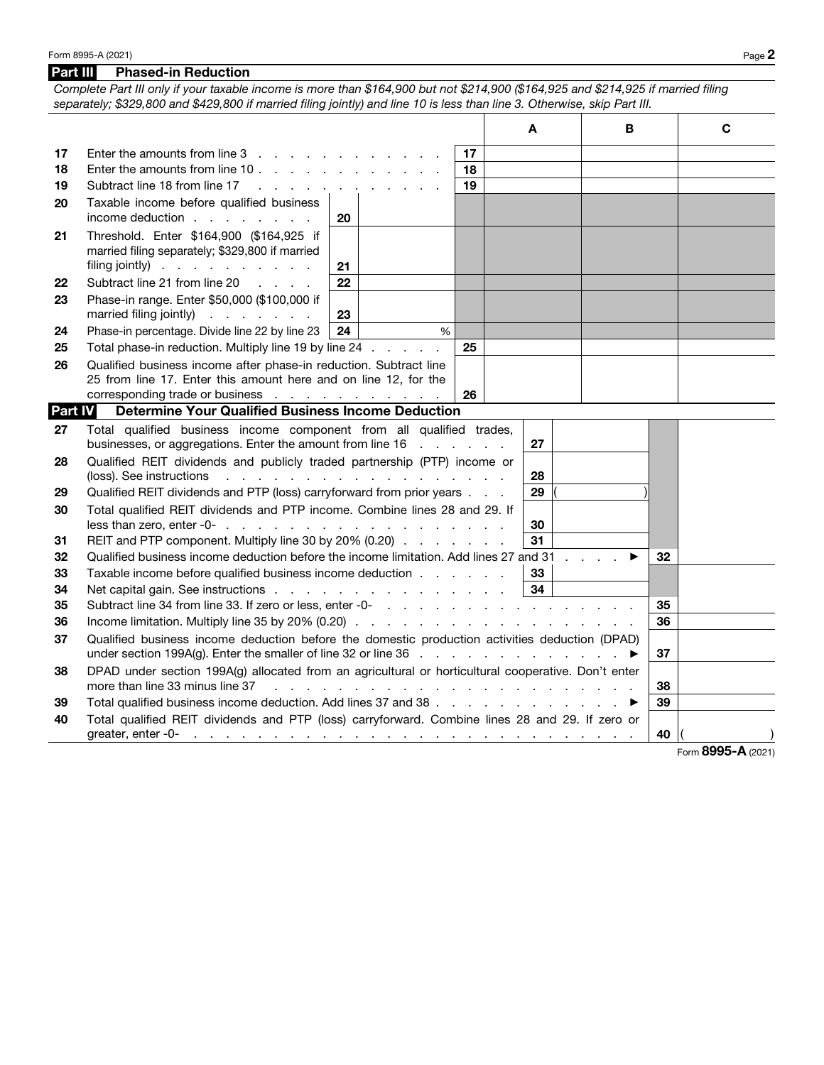## Part III Phased-in Reduction

*Complete Part III only if your taxable income is more than $164,900 but not $214,900 ($164,925 and $214,925 if married filing separately; $329,800 and $429,800 if married filing jointly) and line 10 is less than line 3. Otherwise, skip Part III.*

| | | | | | A | B | C |
|---|---|---|---|---|---|---|---|
| 17 | Enter the amounts from line 3 | | | 17 | | | |
| 18 | Enter the amounts from line 10 | | | 18 | | | |
| 19 | Subtract line 18 from line 17 | | | 19 | | | |
| 20 | Taxable income before qualified business income deduction | 20 | | | | | |
| 21 | Threshold. Enter $164,900 ($164,925 if married filing separately; $329,800 if married filing jointly) | 21 | | | | | |
| 22 | Subtract line 21 from line 20 | 22 | | | | | |
| 23 | Phase-in range. Enter $50,000 ($100,000 if married filing jointly) | 23 | | | | | |
| 24 | Phase-in percentage. Divide line 22 by line 23 | 24 | % | | | | |
| 25 | Total phase-in reduction. Multiply line 19 by line 24 | | | 25 | | | |
| 26 | Qualified business income after phase-in reduction. Subtract line 25 from line 17. Enter this amount here and on line 12, for the corresponding trade or business | | | 26 | | | |

## Part IV Determine Your Qualified Business Income Deduction

| | | | | | |
|---|---|---|---|---|---|
| 27 | Total qualified business income component from all qualified trades, businesses, or aggregations. Enter the amount from line 16 | 27 | | | |
| 28 | Qualified REIT dividends and publicly traded partnership (PTP) income or (loss). See instructions | 28 | | | |
| 29 | Qualified REIT dividends and PTP (loss) carryforward from prior years | 29 | ( ) | | |
| 30 | Total qualified REIT dividends and PTP income. Combine lines 28 and 29. If less than zero, enter -0- | 30 | | | |
| 31 | REIT and PTP component. Multiply line 30 by 20% (0.20) | 31 | | | |
| 32 | Qualified business income deduction before the income limitation. Add lines 27 and 31 ▶ | | | 32 | |
| 33 | Taxable income before qualified business income deduction | 33 | | | |
| 34 | Net capital gain. See instructions | 34 | | | |
| 35 | Subtract line 34 from line 33. If zero or less, enter -0- | | | 35 | |
| 36 | Income limitation. Multiply line 35 by 20% (0.20) | | | 36 | |
| 37 | Qualified business income deduction before the domestic production activities deduction (DPAD) under section 199A(g). Enter the smaller of line 32 or line 36 ▶ | | | 37 | |
| 38 | DPAD under section 199A(g) allocated from an agricultural or horticultural cooperative. Don't enter more than line 33 minus line 37 | | | 38 | |
| 39 | Total qualified business income deduction. Add lines 37 and 38 ▶ | | | 39 | |
| 40 | Total qualified REIT dividends and PTP (loss) carryforward. Combine lines 28 and 29. If zero or greater, enter -0- | | | 40 | ( ) |

Form **8995-A** (2021)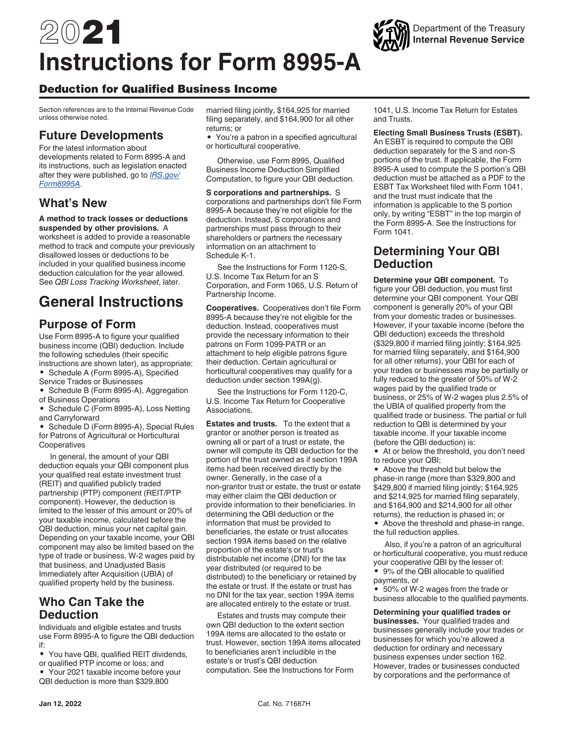# 2021 Instructions for Form 8995-A

## Deduction for Qualified Business Income

Department of the Treasury
Internal Revenue Service

Section references are to the Internal Revenue Code unless otherwise noted.

## Future Developments

For the latest information about developments related to Form 8995-A and its instructions, such as legislation enacted after they were published, go to *IRS.gov/Form8995A*.

## What's New

**A method to track losses or deductions suspended by other provisions.** A worksheet is added to provide a reasonable method to track and compute your previously disallowed losses or deductions to be included in your qualified business income deduction calculation for the year allowed. See *QBI Loss Tracking Worksheet*, later.

# General Instructions

## Purpose of Form

Use Form 8995-A to figure your qualified business income (QBI) deduction. Include the following schedules (their specific instructions are shown later), as appropriate:

- Schedule A (Form 8995-A), Specified Service Trades or Businesses
- Schedule B (Form 8995-A), Aggregation of Business Operations
- Schedule C (Form 8995-A), Loss Netting and Carryforward
- Schedule D (Form 8995-A), Special Rules for Patrons of Agricultural or Horticultural Cooperatives

In general, the amount of your QBI deduction equals your QBI component plus your qualified real estate investment trust (REIT) and qualified publicly traded partnership (PTP) component (REIT/PTP component). However, the deduction is limited to the lesser of this amount or 20% of your taxable income, calculated before the QBI deduction, minus your net capital gain. Depending on your taxable income, your QBI component may also be limited based on the type of trade or business, W-2 wages paid by that business, and Unadjusted Basis Immediately after Acquisition (UBIA) of qualified property held by the business.

## Who Can Take the Deduction

Individuals and eligible estates and trusts use Form 8995-A to figure the QBI deduction if:

- You have QBI, qualified REIT dividends, or qualified PTP income or loss; and
- Your 2021 taxable income before your QBI deduction is more than $329,800 married filing jointly, $164,925 for married filing separately, and $164,900 for all other returns; or
- You're a patron in a specified agricultural or horticultural cooperative.

Otherwise, use Form 8995, Qualified Business Income Deduction Simplified Computation, to figure your QBI deduction.

**S corporations and partnerships.** S corporations and partnerships don't file Form 8995-A because they're not eligible for the deduction. Instead, S corporations and partnerships must pass through to their shareholders or partners the necessary information on an attachment to Schedule K-1.

See the Instructions for Form 1120-S, U.S. Income Tax Return for an S Corporation, and Form 1065, U.S. Return of Partnership Income.

**Cooperatives.** Cooperatives don't file Form 8995-A because they're not eligible for the deduction. Instead, cooperatives must provide the necessary information to their patrons on Form 1099-PATR or an attachment to help eligible patrons figure their deduction. Certain agricultural or horticultural cooperatives may qualify for a deduction under section 199A(g).

See the Instructions for Form 1120-C, U.S. Income Tax Return for Cooperative Associations.

**Estates and trusts.** To the extent that a grantor or another person is treated as owning all or part of a trust or estate, the owner will compute its QBI deduction for the portion of the trust owned as if section 199A items had been received directly by the owner. Generally, in the case of a non-grantor trust or estate, the trust or estate may either claim the QBI deduction or provide information to their beneficiaries. In determining the QBI deduction or the information that must be provided to beneficiaries, the estate or trust allocates section 199A items based on the relative proportion of the estate's or trust's distributable net income (DNI) for the tax year distributed (or required to be distributed) to the beneficiary or retained by the estate or trust. If the estate or trust has no DNI for the tax year, section 199A items are allocated entirely to the estate or trust.

Estates and trusts may compute their own QBI deduction to the extent section 199A items are allocated to the estate or trust. However, section 199A items allocated to beneficiaries aren't includible in the estate's or trust's QBI deduction computation. See the Instructions for Form 1041, U.S. Income Tax Return for Estates and Trusts.

**Electing Small Business Trusts (ESBT).** An ESBT is required to compute the QBI deduction separately for the S and non-S portions of the trust. If applicable, the Form 8995-A used to compute the S portion's QBI deduction must be attached as a PDF to the ESBT Tax Worksheet filed with Form 1041, and the trust must indicate that the information is applicable to the S portion only, by writing "ESBT" in the top margin of the Form 8995-A. See the Instructions for Form 1041.

## Determining Your QBI Deduction

**Determine your QBI component.** To figure your QBI deduction, you must first determine your QBI component. Your QBI component is generally 20% of your QBI from your domestic trades or businesses. However, if your taxable income (before the QBI deduction) exceeds the threshold ($329,800 if married filing jointly; $164,925 for married filing separately, and $164,900 for all other returns), your QBI for each of your trades or businesses may be partially or fully reduced to the greater of 50% of W-2 wages paid by the qualified trade or business, or 25% of W-2 wages plus 2.5% of the UBIA of qualified property from the qualified trade or business. The partial or full reduction to QBI is determined by your taxable income. If your taxable income (before the QBI deduction) is:

- At or below the threshold, you don't need to reduce your QBI;
- Above the threshold but below the phase-in range (more than $329,800 and $429,800 if married filing jointly; $164,925 and $214,925 for married filing separately, and $164,900 and $214,900 for all other returns), the reduction is phased in; or
- Above the threshold and phase-in range, the full reduction applies.

Also, if you're a patron of an agricultural or horticultural cooperative, you must reduce your cooperative QBI by the lesser of:

- 9% of the QBI allocable to qualified payments, or
- 50% of W-2 wages from the trade or business allocable to the qualified payments.

**Determining your qualified trades or businesses.** Your qualified trades and businesses generally include your trades or businesses for which you're allowed a deduction for ordinary and necessary business expenses under section 162. However, trades or businesses conducted by corporations and the performance of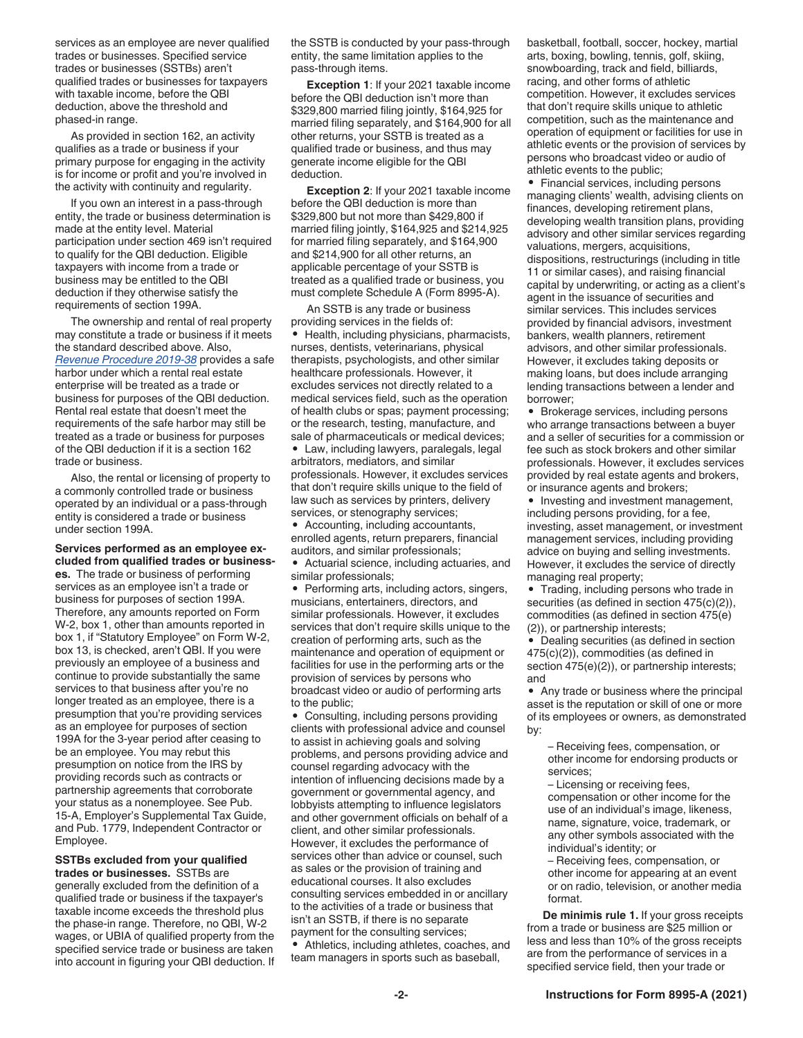services as an employee are never qualified trades or businesses. Specified service trades or businesses (SSTBs) aren't qualified trades or businesses for taxpayers with taxable income, before the QBI deduction, above the threshold and phased-in range.

As provided in section 162, an activity qualifies as a trade or business if your primary purpose for engaging in the activity is for income or profit and you're involved in the activity with continuity and regularity.

If you own an interest in a pass-through entity, the trade or business determination is made at the entity level. Material participation under section 469 isn't required to qualify for the QBI deduction. Eligible taxpayers with income from a trade or business may be entitled to the QBI deduction if they otherwise satisfy the requirements of section 199A.

The ownership and rental of real property may constitute a trade or business if it meets the standard described above. Also, *Revenue Procedure 2019-38* provides a safe harbor under which a rental real estate enterprise will be treated as a trade or business for purposes of the QBI deduction. Rental real estate that doesn't meet the requirements of the safe harbor may still be treated as a trade or business for purposes of the QBI deduction if it is a section 162 trade or business.

Also, the rental or licensing of property to a commonly controlled trade or business operated by an individual or a pass-through entity is considered a trade or business under section 199A.

**Services performed as an employee excluded from qualified trades or businesses.** The trade or business of performing services as an employee isn't a trade or business for purposes of section 199A. Therefore, any amounts reported on Form W-2, box 1, other than amounts reported in box 1, if "Statutory Employee" on Form W-2, box 13, is checked, aren't QBI. If you were previously an employee of a business and continue to provide substantially the same services to that business after you're no longer treated as an employee, there is a presumption that you're providing services as an employee for purposes of section 199A for the 3-year period after ceasing to be an employee. You may rebut this presumption on notice from the IRS by providing records such as contracts or partnership agreements that corroborate your status as a nonemployee. See Pub. 15-A, Employer's Supplemental Tax Guide, and Pub. 1779, Independent Contractor or Employee.

**SSTBs excluded from your qualified trades or businesses.** SSTBs are generally excluded from the definition of a qualified trade or business if the taxpayer's taxable income exceeds the threshold plus the phase-in range. Therefore, no QBI, W-2 wages, or UBIA of qualified property from the specified service trade or business are taken into account in figuring your QBI deduction. If the SSTB is conducted by your pass-through entity, the same limitation applies to the pass-through items.

**Exception 1**: If your 2021 taxable income before the QBI deduction isn't more than $329,800 married filing jointly, $164,925 for married filing separately, and $164,900 for all other returns, your SSTB is treated as a qualified trade or business, and thus may generate income eligible for the QBI deduction.

**Exception 2**: If your 2021 taxable income before the QBI deduction is more than $329,800 but not more than $429,800 if married filing jointly, $164,925 and $214,925 for married filing separately, and $164,900 and $214,900 for all other returns, an applicable percentage of your SSTB is treated as a qualified trade or business, you must complete Schedule A (Form 8995-A).

An SSTB is any trade or business providing services in the fields of:

- Health, including physicians, pharmacists, nurses, dentists, veterinarians, physical therapists, psychologists, and other similar healthcare professionals. However, it excludes services not directly related to a medical services field, such as the operation of health clubs or spas; payment processing; or the research, testing, manufacture, and sale of pharmaceuticals or medical devices;
- Law, including lawyers, paralegals, legal arbitrators, mediators, and similar professionals. However, it excludes services that don't require skills unique to the field of law such as services by printers, delivery services, or stenography services;
- Accounting, including accountants, enrolled agents, return preparers, financial auditors, and similar professionals;
- Actuarial science, including actuaries, and similar professionals;
- Performing arts, including actors, singers, musicians, entertainers, directors, and similar professionals. However, it excludes services that don't require skills unique to the creation of performing arts, such as the maintenance and operation of equipment or facilities for use in the performing arts or the provision of services by persons who broadcast video or audio of performing arts to the public;
- Consulting, including persons providing clients with professional advice and counsel to assist in achieving goals and solving problems, and persons providing advice and counsel regarding advocacy with the intention of influencing decisions made by a government or governmental agency, and lobbyists attempting to influence legislators and other government officials on behalf of a client, and other similar professionals. However, it excludes the performance of services other than advice or counsel, such as sales or the provision of training and educational courses. It also excludes consulting services embedded in or ancillary to the activities of a trade or business that isn't an SSTB, if there is no separate payment for the consulting services;
- Athletics, including athletes, coaches, and team managers in sports such as baseball, basketball, football, soccer, hockey, martial arts, boxing, bowling, tennis, golf, skiing, snowboarding, track and field, billiards, racing, and other forms of athletic competition. However, it excludes services that don't require skills unique to athletic competition, such as the maintenance and operation of equipment or facilities for use in athletic events or the provision of services by persons who broadcast video or audio of athletic events to the public;
- Financial services, including persons managing clients' wealth, advising clients on finances, developing retirement plans, developing wealth transition plans, providing advisory and other similar services regarding valuations, mergers, acquisitions, dispositions, restructurings (including in title 11 or similar cases), and raising financial capital by underwriting, or acting as a client's agent in the issuance of securities and similar services. This includes services provided by financial advisors, investment bankers, wealth planners, retirement advisors, and other similar professionals. However, it excludes taking deposits or making loans, but does include arranging lending transactions between a lender and borrower;
- Brokerage services, including persons who arrange transactions between a buyer and a seller of securities for a commission or fee such as stock brokers and other similar professionals. However, it excludes services provided by real estate agents and brokers, or insurance agents and brokers;
- Investing and investment management, including persons providing, for a fee, investing, asset management, or investment management services, including providing advice on buying and selling investments. However, it excludes the service of directly managing real property;
- Trading, including persons who trade in securities (as defined in section 475(c)(2)), commodities (as defined in section 475(e)(2)), or partnership interests;
- Dealing securities (as defined in section 475(c)(2)), commodities (as defined in section 475(e)(2)), or partnership interests; and
- Any trade or business where the principal asset is the reputation or skill of one or more of its employees or owners, as demonstrated by:
  - Receiving fees, compensation, or other income for endorsing products or services;
  - Licensing or receiving fees, compensation or other income for the use of an individual's image, likeness, name, signature, voice, trademark, or any other symbols associated with the individual's identity; or
  - Receiving fees, compensation, or other income for appearing at an event or on radio, television, or another media format.

**De minimis rule 1.** If your gross receipts from a trade or business are $25 million or less and less than 10% of the gross receipts are from the performance of services in a specified service field, then your trade or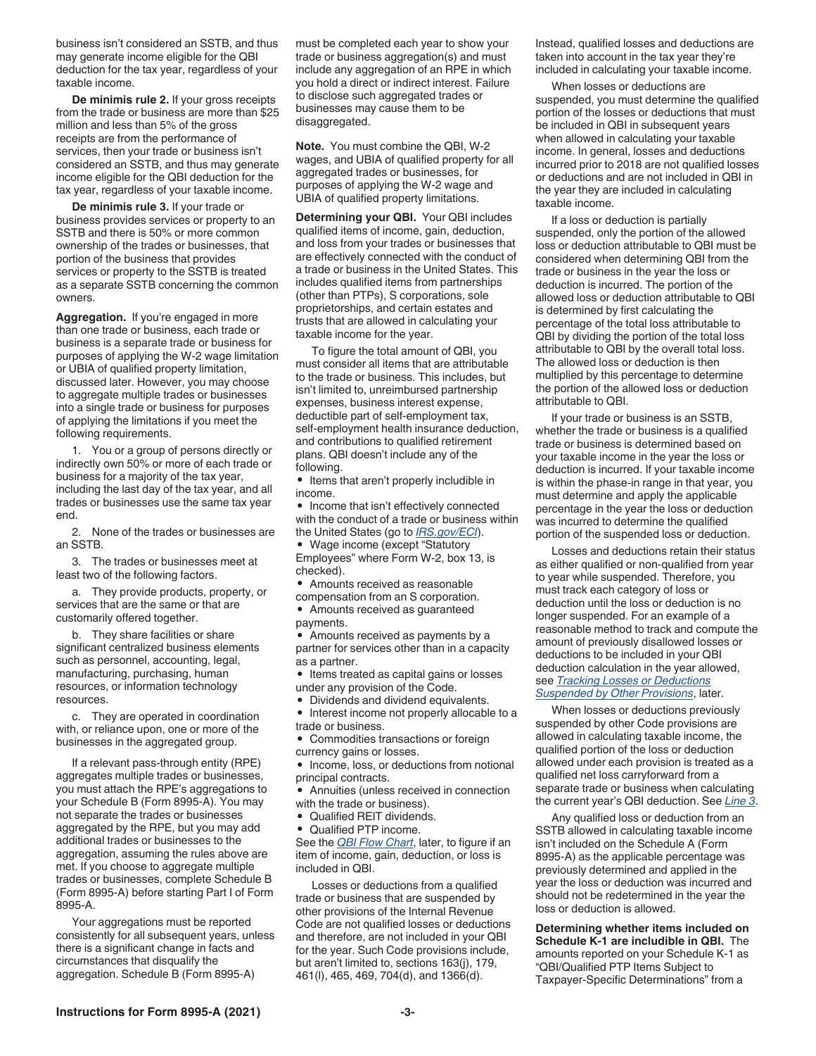business isn't considered an SSTB, and thus may generate income eligible for the QBI deduction for the tax year, regardless of your taxable income.

**De minimis rule 2.** If your gross receipts from the trade or business are more than $25 million and less than 5% of the gross receipts are from the performance of services, then your trade or business isn't considered an SSTB, and thus may generate income eligible for the QBI deduction for the tax year, regardless of your taxable income.

**De minimis rule 3.** If your trade or business provides services or property to an SSTB and there is 50% or more common ownership of the trades or businesses, that portion of the business that provides services or property to the SSTB is treated as a separate SSTB concerning the common owners.

**Aggregation.** If you're engaged in more than one trade or business, each trade or business is a separate trade or business for purposes of applying the W-2 wage limitation or UBIA of qualified property limitation, discussed later. However, you may choose to aggregate multiple trades or businesses into a single trade or business for purposes of applying the limitations if you meet the following requirements.

1. You or a group of persons directly or indirectly own 50% or more of each trade or business for a majority of the tax year, including the last day of the tax year, and all trades or businesses use the same tax year end.

2. None of the trades or businesses are an SSTB.

3. The trades or businesses meet at least two of the following factors.

   a. They provide products, property, or services that are the same or that are customarily offered together.

   b. They share facilities or share significant centralized business elements such as personnel, accounting, legal, manufacturing, purchasing, human resources, or information technology resources.

   c. They are operated in coordination with, or reliance upon, one or more of the businesses in the aggregated group.

If a relevant pass-through entity (RPE) aggregates multiple trades or businesses, you must attach the RPE's aggregations to your Schedule B (Form 8995-A). You may not separate the trades or businesses aggregated by the RPE, but you may add additional trades or businesses to the aggregation, assuming the rules above are met. If you choose to aggregate multiple trades or businesses, complete Schedule B (Form 8995-A) before starting Part I of Form 8995-A.

Your aggregations must be reported consistently for all subsequent years, unless there is a significant change in facts and circumstances that disqualify the aggregation. Schedule B (Form 8995-A) must be completed each year to show your trade or business aggregation(s) and must include any aggregation of an RPE in which you hold a direct or indirect interest. Failure to disclose such aggregated trades or businesses may cause them to be disaggregated.

**Note.** You must combine the QBI, W-2 wages, and UBIA of qualified property for all aggregated trades or businesses, for purposes of applying the W-2 wage and UBIA of qualified property limitations.

**Determining your QBI.** Your QBI includes qualified items of income, gain, deduction, and loss from your trades or businesses that are effectively connected with the conduct of a trade or business in the United States. This includes qualified items from partnerships (other than PTPs), S corporations, sole proprietorships, and certain estates and trusts that are allowed in calculating your taxable income for the year.

To figure the total amount of QBI, you must consider all items that are attributable to the trade or business. This includes, but isn't limited to, unreimbursed partnership expenses, business interest expense, deductible part of self-employment tax, self-employment health insurance deduction, and contributions to qualified retirement plans. QBI doesn't include any of the following.

- Items that aren't properly includible in income.
- Income that isn't effectively connected with the conduct of a trade or business within the United States (go to *IRS.gov/ECI*).
- Wage income (except "Statutory Employees" where Form W-2, box 13, is checked).
- Amounts received as reasonable compensation from an S corporation.
- Amounts received as guaranteed payments.
- Amounts received as payments by a partner for services other than in a capacity as a partner.
- Items treated as capital gains or losses under any provision of the Code.
- Dividends and dividend equivalents.
- Interest income not properly allocable to a trade or business.
- Commodities transactions or foreign currency gains or losses.
- Income, loss, or deductions from notional principal contracts.
- Annuities (unless received in connection with the trade or business).
- Qualified REIT dividends.
- Qualified PTP income.

See the *QBI Flow Chart*, later, to figure if an item of income, gain, deduction, or loss is included in QBI.

Losses or deductions from a qualified trade or business that are suspended by other provisions of the Internal Revenue Code are not qualified losses or deductions and therefore, are not included in your QBI for the year. Such Code provisions include, but aren't limited to, sections 163(j), 179, 461(l), 465, 469, 704(d), and 1366(d). Instead, qualified losses and deductions are taken into account in the tax year they're included in calculating your taxable income.

When losses or deductions are suspended, you must determine the qualified portion of the losses or deductions that must be included in QBI in subsequent years when allowed in calculating your taxable income. In general, losses and deductions incurred prior to 2018 are not qualified losses or deductions and are not included in QBI in the year they are included in calculating taxable income.

If a loss or deduction is partially suspended, only the portion of the allowed loss or deduction attributable to QBI must be considered when determining QBI from the trade or business in the year the loss or deduction is incurred. The portion of the allowed loss or deduction attributable to QBI is determined by first calculating the percentage of the total loss attributable to QBI by dividing the portion of the total loss attributable to QBI by the overall total loss. The allowed loss or deduction is then multiplied by this percentage to determine the portion of the allowed loss or deduction attributable to QBI.

If your trade or business is an SSTB, whether the trade or business is a qualified trade or business is determined based on your taxable income in the year the loss or deduction is incurred. If your taxable income is within the phase-in range in that year, you must determine and apply the applicable percentage in the year the loss or deduction was incurred to determine the qualified portion of the suspended loss or deduction.

Losses and deductions retain their status as either qualified or non-qualified from year to year while suspended. Therefore, you must track each category of loss or deduction until the loss or deduction is no longer suspended. For an example of a reasonable method to track and compute the amount of previously disallowed losses or deductions to be included in your QBI deduction calculation in the year allowed, see *Tracking Losses or Deductions Suspended by Other Provisions*, later.

When losses or deductions previously suspended by other Code provisions are allowed in calculating taxable income, the qualified portion of the loss or deduction allowed under each provision is treated as a qualified net loss carryforward from a separate trade or business when calculating the current year's QBI deduction. See *Line 3*.

Any qualified loss or deduction from an SSTB allowed in calculating taxable income isn't included on the Schedule A (Form 8995-A) as the applicable percentage was previously determined and applied in the year the loss or deduction was incurred and should not be redetermined in the year the loss or deduction is allowed.

**Determining whether items included on Schedule K-1 are includible in QBI.** The amounts reported on your Schedule K-1 as "QBI/Qualified PTP Items Subject to Taxpayer-Specific Determinations" from a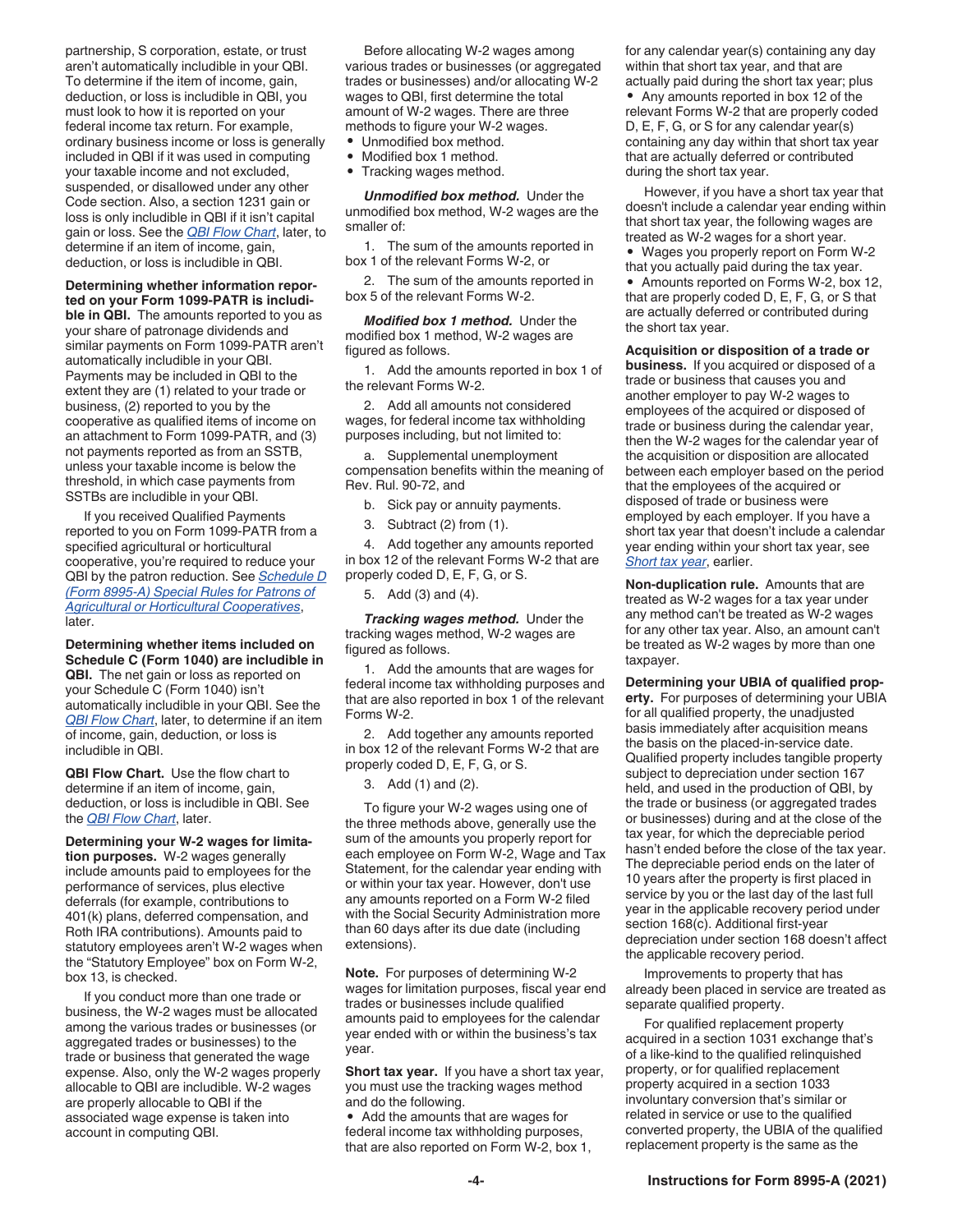partnership, S corporation, estate, or trust aren't automatically includible in your QBI. To determine if the item of income, gain, deduction, or loss is includible in QBI, you must look to how it is reported on your federal income tax return. For example, ordinary business income or loss is generally included in QBI if it was used in computing your taxable income and not excluded, suspended, or disallowed under any other Code section. Also, a section 1231 gain or loss is only includible in QBI if it isn't capital gain or loss. See the *QBI Flow Chart*, later, to determine if an item of income, gain, deduction, or loss is includible in QBI.

**Determining whether information reported on your Form 1099-PATR is includible in QBI.** The amounts reported to you as your share of patronage dividends and similar payments on Form 1099-PATR aren't automatically includible in your QBI. Payments may be included in QBI to the extent they are (1) related to your trade or business, (2) reported to you by the cooperative as qualified items of income on an attachment to Form 1099-PATR, and (3) not payments reported as from an SSTB, unless your taxable income is below the threshold, in which case payments from SSTBs are includible in your QBI.

If you received Qualified Payments reported to you on Form 1099-PATR from a specified agricultural or horticultural cooperative, you're required to reduce your QBI by the patron reduction. See *Schedule D (Form 8995-A) Special Rules for Patrons of Agricultural or Horticultural Cooperatives*, later.

**Determining whether items included on Schedule C (Form 1040) are includible in QBI.** The net gain or loss as reported on your Schedule C (Form 1040) isn't automatically includible in your QBI. See the *QBI Flow Chart*, later, to determine if an item of income, gain, deduction, or loss is includible in QBI.

**QBI Flow Chart.** Use the flow chart to determine if an item of income, gain, deduction, or loss is includible in QBI. See the *QBI Flow Chart*, later.

**Determining your W-2 wages for limitation purposes.** W-2 wages generally include amounts paid to employees for the performance of services, plus elective deferrals (for example, contributions to 401(k) plans, deferred compensation, and Roth IRA contributions). Amounts paid to statutory employees aren't W-2 wages when the "Statutory Employee" box on Form W-2, box 13, is checked.

If you conduct more than one trade or business, the W-2 wages must be allocated among the various trades or businesses (or aggregated trades or businesses) to the trade or business that generated the wage expense. Also, only the W-2 wages properly allocable to QBI are includible. W-2 wages are properly allocable to QBI if the associated wage expense is taken into account in computing QBI.

Before allocating W-2 wages among various trades or businesses (or aggregated trades or businesses) and/or allocating W-2 wages to QBI, first determine the total amount of W-2 wages. There are three methods to figure your W-2 wages.

- Unmodified box method.
- Modified box 1 method.
- Tracking wages method.

***Unmodified box method.*** Under the unmodified box method, W-2 wages are the smaller of:

1. The sum of the amounts reported in box 1 of the relevant Forms W-2, or
2. The sum of the amounts reported in box 5 of the relevant Forms W-2.

***Modified box 1 method.*** Under the modified box 1 method, W-2 wages are figured as follows.

1. Add the amounts reported in box 1 of the relevant Forms W-2.
2. Add all amounts not considered wages, for federal income tax withholding purposes including, but not limited to:

   a. Supplemental unemployment compensation benefits within the meaning of Rev. Rul. 90-72, and

   b. Sick pay or annuity payments.
3. Subtract (2) from (1).
4. Add together any amounts reported in box 12 of the relevant Forms W-2 that are properly coded D, E, F, G, or S.
5. Add (3) and (4).

***Tracking wages method.*** Under the tracking wages method, W-2 wages are figured as follows.

1. Add the amounts that are wages for federal income tax withholding purposes and that are also reported in box 1 of the relevant Forms W-2.
2. Add together any amounts reported in box 12 of the relevant Forms W-2 that are properly coded D, E, F, G, or S.
3. Add (1) and (2).

To figure your W-2 wages using one of the three methods above, generally use the sum of the amounts you properly report for each employee on Form W-2, Wage and Tax Statement, for the calendar year ending with or within your tax year. However, don't use any amounts reported on a Form W-2 filed with the Social Security Administration more than 60 days after its due date (including extensions).

**Note.** For purposes of determining W-2 wages for limitation purposes, fiscal year end trades or businesses include qualified amounts paid to employees for the calendar year ended with or within the business's tax year.

**Short tax year.** If you have a short tax year, you must use the tracking wages method and do the following.

- Add the amounts that are wages for federal income tax withholding purposes, that are also reported on Form W-2, box 1, for any calendar year(s) containing any day within that short tax year, and that are actually paid during the short tax year; plus
- Any amounts reported in box 12 of the relevant Forms W-2 that are properly coded D, E, F, G, or S for any calendar year(s) containing any day within that short tax year that are actually deferred or contributed during the short tax year.

However, if you have a short tax year that doesn't include a calendar year ending within that short tax year, the following wages are treated as W-2 wages for a short year.

- Wages you properly report on Form W-2 that you actually paid during the tax year.
- Amounts reported on Forms W-2, box 12, that are properly coded D, E, F, G, or S that are actually deferred or contributed during the short tax year.

**Acquisition or disposition of a trade or business.** If you acquired or disposed of a trade or business that causes you and another employer to pay W-2 wages to employees of the acquired or disposed of trade or business during the calendar year, then the W-2 wages for the calendar year of the acquisition or disposition are allocated between each employer based on the period that the employees of the acquired or disposed of trade or business were employed by each employer. If you have a short tax year that doesn't include a calendar year ending within your short tax year, see *Short tax year*, earlier.

**Non-duplication rule.** Amounts that are treated as W-2 wages for a tax year under any method can't be treated as W-2 wages for any other tax year. Also, an amount can't be treated as W-2 wages by more than one taxpayer.

**Determining your UBIA of qualified property.** For purposes of determining your UBIA for all qualified property, the unadjusted basis immediately after acquisition means the basis on the placed-in-service date. Qualified property includes tangible property subject to depreciation under section 167 held, and used in the production of QBI, by the trade or business (or aggregated trades or businesses) during and at the close of the tax year, for which the depreciable period hasn't ended before the close of the tax year. The depreciable period ends on the later of 10 years after the property is first placed in service by you or the last day of the last full year in the applicable recovery period under section 168(c). Additional first-year depreciation under section 168 doesn't affect the applicable recovery period.

Improvements to property that has already been placed in service are treated as separate qualified property.

For qualified replacement property acquired in a section 1031 exchange that's of a like-kind to the qualified relinquished property, or for qualified replacement property acquired in a section 1033 involuntary conversion that's similar or related in service or use to the qualified converted property, the UBIA of the qualified replacement property is the same as the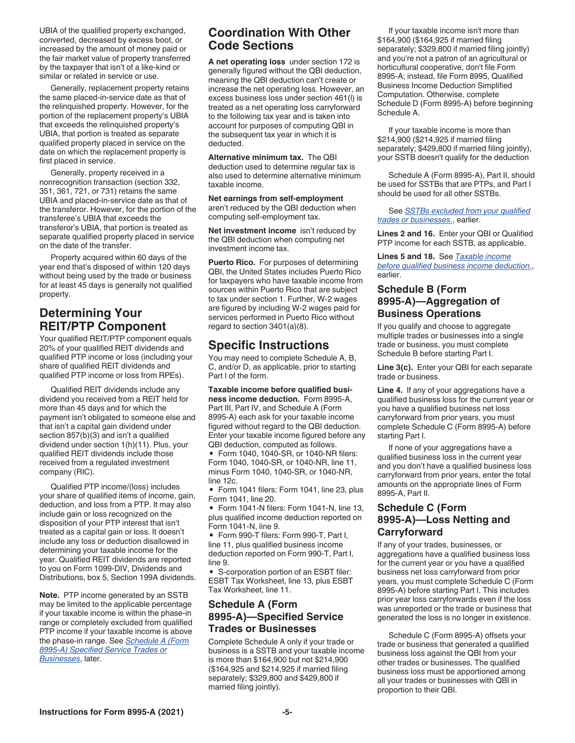UBIA of the qualified property exchanged, converted, decreased by excess boot, or increased by the amount of money paid or the fair market value of property transferred by the taxpayer that isn't of a like-kind or similar or related in service or use.

Generally, replacement property retains the same placed-in-service date as that of the relinquished property. However, for the portion of the replacement property's UBIA that exceeds the relinquished property's UBIA, that portion is treated as separate qualified property placed in service on the date on which the replacement property is first placed in service.

Generally, property received in a nonrecognition transaction (section 332, 351, 361, 721, or 731) retains the same UBIA and placed-in-service date as that of the transferor. However, for the portion of the transferee's UBIA that exceeds the transferor's UBIA, that portion is treated as separate qualified property placed in service on the date of the transfer.

Property acquired within 60 days of the year end that's disposed of within 120 days without being used by the trade or business for at least 45 days is generally not qualified property.

## Determining Your REIT/PTP Component

Your qualified REIT/PTP component equals 20% of your qualified REIT dividends and qualified PTP income or loss (including your share of qualified REIT dividends and qualified PTP income or loss from RPEs).

Qualified REIT dividends include any dividend you received from a REIT held for more than 45 days and for which the payment isn't obligated to someone else and that isn't a capital gain dividend under section 857(b)(3) and isn't a qualified dividend under section 1(h)(11). Plus, your qualified REIT dividends include those received from a regulated investment company (RIC).

Qualified PTP income/(loss) includes your share of qualified items of income, gain, deduction, and loss from a PTP. It may also include gain or loss recognized on the disposition of your PTP interest that isn't treated as a capital gain or loss. It doesn't include any loss or deduction disallowed in determining your taxable income for the year. Qualified REIT dividends are reported to you on Form 1099-DIV, Dividends and Distributions, box 5, Section 199A dividends.

**Note.** PTP income generated by an SSTB may be limited to the applicable percentage if your taxable income is within the phase-in range or completely excluded from qualified PTP income if your taxable income is above the phase-in range. See *Schedule A (Form 8995-A) Specified Service Trades or Businesses*, later.

## Coordination With Other Code Sections

**A net operating loss** under section 172 is generally figured without the QBI deduction, meaning the QBI deduction can't create or increase the net operating loss. However, an excess business loss under section 461(l) is treated as a net operating loss carryforward to the following tax year and is taken into account for purposes of computing QBI in the subsequent tax year in which it is deducted.

**Alternative minimum tax.** The QBI deduction used to determine regular tax is also used to determine alternative minimum taxable income.

**Net earnings from self-employment** aren't reduced by the QBI deduction when computing self-employment tax.

**Net investment income** isn't reduced by the QBI deduction when computing net investment income tax.

**Puerto Rico.** For purposes of determining QBI, the United States includes Puerto Rico for taxpayers who have taxable income from sources within Puerto Rico that are subject to tax under section 1. Further, W-2 wages are figured by including W-2 wages paid for services performed in Puerto Rico without regard to section 3401(a)(8).

## Specific Instructions

You may need to complete Schedule A, B, C, and/or D, as applicable, prior to starting Part I of the form.

**Taxable income before qualified business income deduction.** Form 8995-A, Part III, Part IV, and Schedule A (Form 8995-A) each ask for your taxable income figured without regard to the QBI deduction. Enter your taxable income figured before any QBI deduction, computed as follows.

- Form 1040, 1040-SR, or 1040-NR filers: Form 1040, 1040-SR, or 1040-NR, line 11, minus Form 1040, 1040-SR, or 1040-NR, line 12c.
- Form 1041 filers: Form 1041, line 23, plus Form 1041, line 20.
- Form 1041-N filers: Form 1041-N, line 13, plus qualified income deduction reported on Form 1041-N, line 9.
- Form 990-T filers: Form 990-T, Part I, line 11, plus qualified business income deduction reported on Form 990-T, Part I, line 9.
- S-corporation portion of an ESBT filer: ESBT Tax Worksheet, line 13, plus ESBT Tax Worksheet, line 11.

### Schedule A (Form 8995-A)—Specified Service Trades or Businesses

Complete Schedule A only if your trade or business is a SSTB and your taxable income is more than $164,900 but not $214,900 ($164,925 and $214,925 if married filing separately; $329,800 and $429,800 if married filing jointly).

If your taxable income isn't more than $164,900 ($164,925 if married filing separately; $329,800 if married filing jointly) and you're not a patron of an agricultural or horticultural cooperative, don't file Form 8995-A; instead, file Form 8995, Qualified Business Income Deduction Simplified Computation. Otherwise, complete Schedule D (Form 8995-A) before beginning Schedule A.

If your taxable income is more than $214,900 ($214,925 if married filing separately; $429,800 if married filing jointly), your SSTB doesn't qualify for the deduction

Schedule A (Form 8995-A), Part II, should be used for SSTBs that are PTPs, and Part I should be used for all other SSTBs.

See *SSTBs excluded from your qualified trades or businesses.*, earlier.

**Lines 2 and 16.** Enter your QBI or Qualified PTP income for each SSTB, as applicable.

**Lines 5 and 18.** See *Taxable income before qualified business income deduction.*, earlier.

### Schedule B (Form 8995-A)—Aggregation of Business Operations

If you qualify and choose to aggregate multiple trades or businesses into a single trade or business, you must complete Schedule B before starting Part I.

**Line 3(c).** Enter your QBI for each separate trade or business.

**Line 4.** If any of your aggregations have a qualified business loss for the current year or you have a qualified business net loss carryforward from prior years, you must complete Schedule C (Form 8995-A) before starting Part I.

If none of your aggregations have a qualified business loss in the current year and you don't have a qualified business loss carryforward from prior years, enter the total amounts on the appropriate lines of Form 8995-A, Part II.

### Schedule C (Form 8995-A)—Loss Netting and Carryforward

If any of your trades, businesses, or aggregations have a qualified business loss for the current year or you have a qualified business net loss carryforward from prior years, you must complete Schedule C (Form 8995-A) before starting Part I. This includes prior year loss carryforwards even if the loss was unreported or the trade or business that generated the loss is no longer in existence.

Schedule C (Form 8995-A) offsets your trade or business that generated a qualified business loss against the QBI from your other trades or businesses. The qualified business loss must be apportioned among all your trades or businesses with QBI in proportion to their QBI.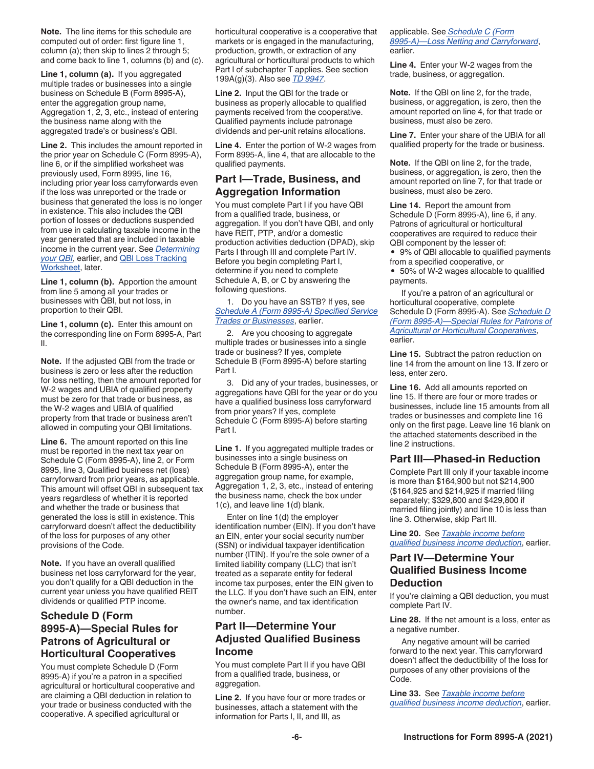**Note.** The line items for this schedule are computed out of order: first figure line 1, column (a); then skip to lines 2 through 5; and come back to line 1, columns (b) and (c).

**Line 1, column (a).** If you aggregated multiple trades or businesses into a single business on Schedule B (Form 8995-A), enter the aggregation group name, Aggregation 1, 2, 3, etc., instead of entering the business name along with the aggregated trade's or business's QBI.

**Line 2.** This includes the amount reported in the prior year on Schedule C (Form 8995-A), line 6, or if the simplified worksheet was previously used, Form 8995, line 16, including prior year loss carryforwards even if the loss was unreported or the trade or business that generated the loss is no longer in existence. This also includes the QBI portion of losses or deductions suspended from use in calculating taxable income in the year generated that are included in taxable income in the current year. See *Determining your QBI*, earlier, and QBI Loss Tracking Worksheet, later.

**Line 1, column (b).** Apportion the amount from line 5 among all your trades or businesses with QBI, but not loss, in proportion to their QBI.

**Line 1, column (c).** Enter this amount on the corresponding line on Form 8995-A, Part II.

**Note.** If the adjusted QBI from the trade or business is zero or less after the reduction for loss netting, then the amount reported for W-2 wages and UBIA of qualified property must be zero for that trade or business, as the W-2 wages and UBIA of qualified property from that trade or business aren't allowed in computing your QBI limitations.

**Line 6.** The amount reported on this line must be reported in the next tax year on Schedule C (Form 8995-A), line 2, or Form 8995, line 3, Qualified business net (loss) carryforward from prior years, as applicable. This amount will offset QBI in subsequent tax years regardless of whether it is reported and whether the trade or business that generated the loss is still in existence. This carryforward doesn't affect the deductibility of the loss for purposes of any other provisions of the Code.

**Note.** If you have an overall qualified business net loss carryforward for the year, you don't qualify for a QBI deduction in the current year unless you have qualified REIT dividends or qualified PTP income.

## Schedule D (Form 8995-A)—Special Rules for Patrons of Agricultural or Horticultural Cooperatives

You must complete Schedule D (Form 8995-A) if you're a patron in a specified agricultural or horticultural cooperative and are claiming a QBI deduction in relation to your trade or business conducted with the cooperative. A specified agricultural or horticultural cooperative is a cooperative that markets or is engaged in the manufacturing, production, growth, or extraction of any agricultural or horticultural products to which Part I of subchapter T applies. See section 199A(g)(3). Also see *TD 9947*.

**Line 2.** Input the QBI for the trade or business as properly allocable to qualified payments received from the cooperative. Qualified payments include patronage dividends and per-unit retains allocations.

**Line 4.** Enter the portion of W-2 wages from Form 8995-A, line 4, that are allocable to the qualified payments.

## Part I—Trade, Business, and Aggregation Information

You must complete Part I if you have QBI from a qualified trade, business, or aggregation. If you don't have QBI, and only have REIT, PTP, and/or a domestic production activities deduction (DPAD), skip Parts I through III and complete Part IV. Before you begin completing Part I, determine if you need to complete Schedule A, B, or C by answering the following questions.

1. Do you have an SSTB? If yes, see *Schedule A (Form 8995-A) Specified Service Trades or Businesses*, earlier.

2. Are you choosing to aggregate multiple trades or businesses into a single trade or business? If yes, complete Schedule B (Form 8995-A) before starting Part I.

3. Did any of your trades, businesses, or aggregations have QBI for the year or do you have a qualified business loss carryforward from prior years? If yes, complete Schedule C (Form 8995-A) before starting Part I.

**Line 1.** If you aggregated multiple trades or businesses into a single business on Schedule B (Form 8995-A), enter the aggregation group name, for example, Aggregation 1, 2, 3, etc., instead of entering the business name, check the box under 1(c), and leave line 1(d) blank.

Enter on line 1(d) the employer identification number (EIN). If you don't have an EIN, enter your social security number (SSN) or individual taxpayer identification number (ITIN). If you're the sole owner of a limited liability company (LLC) that isn't treated as a separate entity for federal income tax purposes, enter the EIN given to the LLC. If you don't have such an EIN, enter the owner's name, and tax identification number.

## Part II—Determine Your Adjusted Qualified Business Income

You must complete Part II if you have QBI from a qualified trade, business, or aggregation.

**Line 2.** If you have four or more trades or businesses, attach a statement with the information for Parts I, II, and III, as applicable. See *Schedule C (Form 8995-A)—Loss Netting and Carryforward*, earlier.

**Line 4.** Enter your W-2 wages from the trade, business, or aggregation.

**Note.** If the QBI on line 2, for the trade, business, or aggregation, is zero, then the amount reported on line 4, for that trade or business, must also be zero.

**Line 7.** Enter your share of the UBIA for all qualified property for the trade or business.

**Note.** If the QBI on line 2, for the trade, business, or aggregation, is zero, then the amount reported on line 7, for that trade or business, must also be zero.

**Line 14.** Report the amount from Schedule D (Form 8995-A), line 6, if any. Patrons of agricultural or horticultural cooperatives are required to reduce their QBI component by the lesser of:

- 9% of QBI allocable to qualified payments from a specified cooperative, or
- 50% of W-2 wages allocable to qualified payments.

If you're a patron of an agricultural or horticultural cooperative, complete Schedule D (Form 8995-A). See *Schedule D (Form 8995-A)—Special Rules for Patrons of Agricultural or Horticultural Cooperatives*, earlier.

**Line 15.** Subtract the patron reduction on line 14 from the amount on line 13. If zero or less, enter zero.

**Line 16.** Add all amounts reported on line 15. If there are four or more trades or businesses, include line 15 amounts from all trades or businesses and complete line 16 only on the first page. Leave line 16 blank on the attached statements described in the line 2 instructions.

## Part III—Phased-in Reduction

Complete Part III only if your taxable income is more than $164,900 but not $214,900 ($164,925 and $214,925 if married filing separately; $329,800 and $429,800 if married filing jointly) and line 10 is less than line 3. Otherwise, skip Part III.

**Line 20.** See *Taxable income before qualified business income deduction*, earlier.

## Part IV—Determine Your Qualified Business Income Deduction

If you're claiming a QBI deduction, you must complete Part IV.

**Line 28.** If the net amount is a loss, enter as a negative number.

Any negative amount will be carried forward to the next year. This carryforward doesn't affect the deductibility of the loss for purposes of any other provisions of the Code.

**Line 33.** See *Taxable income before qualified business income deduction*, earlier.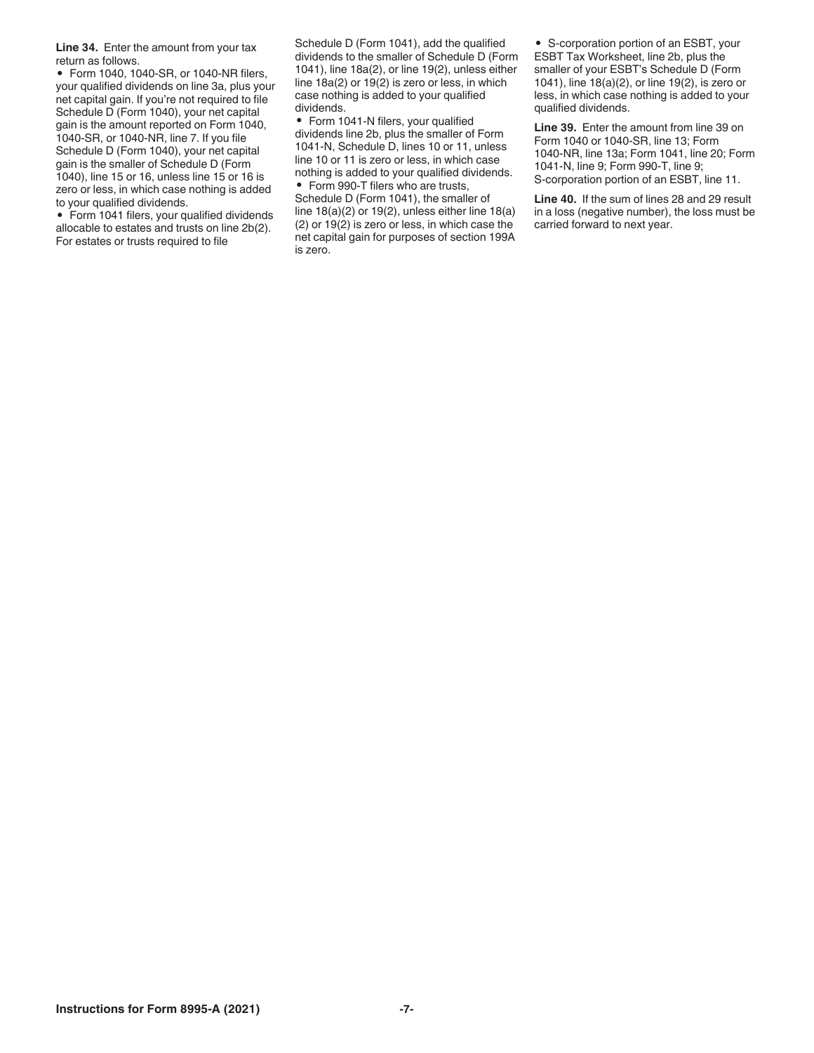**Line 34.** Enter the amount from your tax return as follows.

- Form 1040, 1040-SR, or 1040-NR filers, your qualified dividends on line 3a, plus your net capital gain. If you're not required to file Schedule D (Form 1040), your net capital gain is the amount reported on Form 1040, 1040-SR, or 1040-NR, line 7. If you file Schedule D (Form 1040), your net capital gain is the smaller of Schedule D (Form 1040), line 15 or 16, unless line 15 or 16 is zero or less, in which case nothing is added to your qualified dividends.
- Form 1041 filers, your qualified dividends allocable to estates and trusts on line 2b(2). For estates or trusts required to file Schedule D (Form 1041), add the qualified dividends to the smaller of Schedule D (Form 1041), line 18a(2), or line 19(2), unless either line 18a(2) or 19(2) is zero or less, in which case nothing is added to your qualified dividends.
- Form 1041-N filers, your qualified dividends line 2b, plus the smaller of Form 1041-N, Schedule D, lines 10 or 11, unless line 10 or 11 is zero or less, in which case nothing is added to your qualified dividends.
- Form 990-T filers who are trusts, Schedule D (Form 1041), the smaller of line 18(a)(2) or 19(2), unless either line 18(a)(2) or 19(2) is zero or less, in which case the net capital gain for purposes of section 199A is zero.
- S-corporation portion of an ESBT, your ESBT Tax Worksheet, line 2b, plus the smaller of your ESBT's Schedule D (Form 1041), line 18(a)(2), or line 19(2), is zero or less, in which case nothing is added to your qualified dividends.

**Line 39.** Enter the amount from line 39 on Form 1040 or 1040-SR, line 13; Form 1040-NR, line 13a; Form 1041, line 20; Form 1041-N, line 9; Form 990-T, line 9; S-corporation portion of an ESBT, line 11.

**Line 40.** If the sum of lines 28 and 29 result in a loss (negative number), the loss must be carried forward to next year.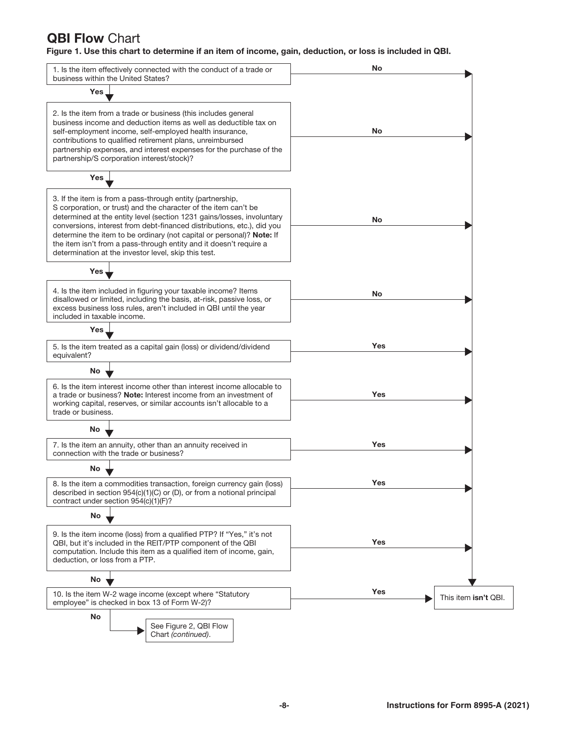## **QBI Flow** Chart

**Figure 1. Use this chart to determine if an item of income, gain, deduction, or loss is included in QBI.**

1. Is the item effectively connected with the conduct of a trade or business within the United States?
   - **No** → This item **isn't** QBI.
   - **Yes** ↓

2. Is the item from a trade or business (this includes general business income and deduction items as well as deductible tax on self-employment income, self-employed health insurance, contributions to qualified retirement plans, unreimbursed partnership expenses, and interest expenses for the purchase of the partnership/S corporation interest/stock)?
   - **No** → This item **isn't** QBI.
   - **Yes** ↓

3. If the item is from a pass-through entity (partnership, S corporation, or trust) and the character of the item can't be determined at the entity level (section 1231 gains/losses, involuntary conversions, interest from debt-financed distributions, etc.), did you determine the item to be ordinary (not capital or personal)? **Note:** If the item isn't from a pass-through entity and it doesn't require a determination at the investor level, skip this test.
   - **No** → This item **isn't** QBI.
   - **Yes** ↓

4. Is the item included in figuring your taxable income? Items disallowed or limited, including the basis, at-risk, passive loss, or excess business loss rules, aren't included in QBI until the year included in taxable income.
   - **No** → This item **isn't** QBI.
   - **Yes** ↓

5. Is the item treated as a capital gain (loss) or dividend/dividend equivalent?
   - **Yes** → This item **isn't** QBI.
   - **No** ↓

6. Is the item interest income other than interest income allocable to a trade or business? **Note:** Interest income from an investment of working capital, reserves, or similar accounts isn't allocable to a trade or business.
   - **Yes** → This item **isn't** QBI.
   - **No** ↓

7. Is the item an annuity, other than an annuity received in connection with the trade or business?
   - **Yes** → This item **isn't** QBI.
   - **No** ↓

8. Is the item a commodities transaction, foreign currency gain (loss) described in section 954(c)(1)(C) or (D), or from a notional principal contract under section 954(c)(1)(F)?
   - **Yes** → This item **isn't** QBI.
   - **No** ↓

9. Is the item income (loss) from a qualified PTP? If "Yes," it's not QBI, but it's included in the REIT/PTP component of the QBI computation. Include this item as a qualified item of income, gain, deduction, or loss from a PTP.
   - **Yes** → This item **isn't** QBI.
   - **No** ↓

10. Is the item W-2 wage income (except where "Statutory employee" is checked in box 13 of Form W-2)?
    - **Yes** → This item **isn't** QBI.
    - **No** → See Figure 2, QBI Flow Chart *(continued)*.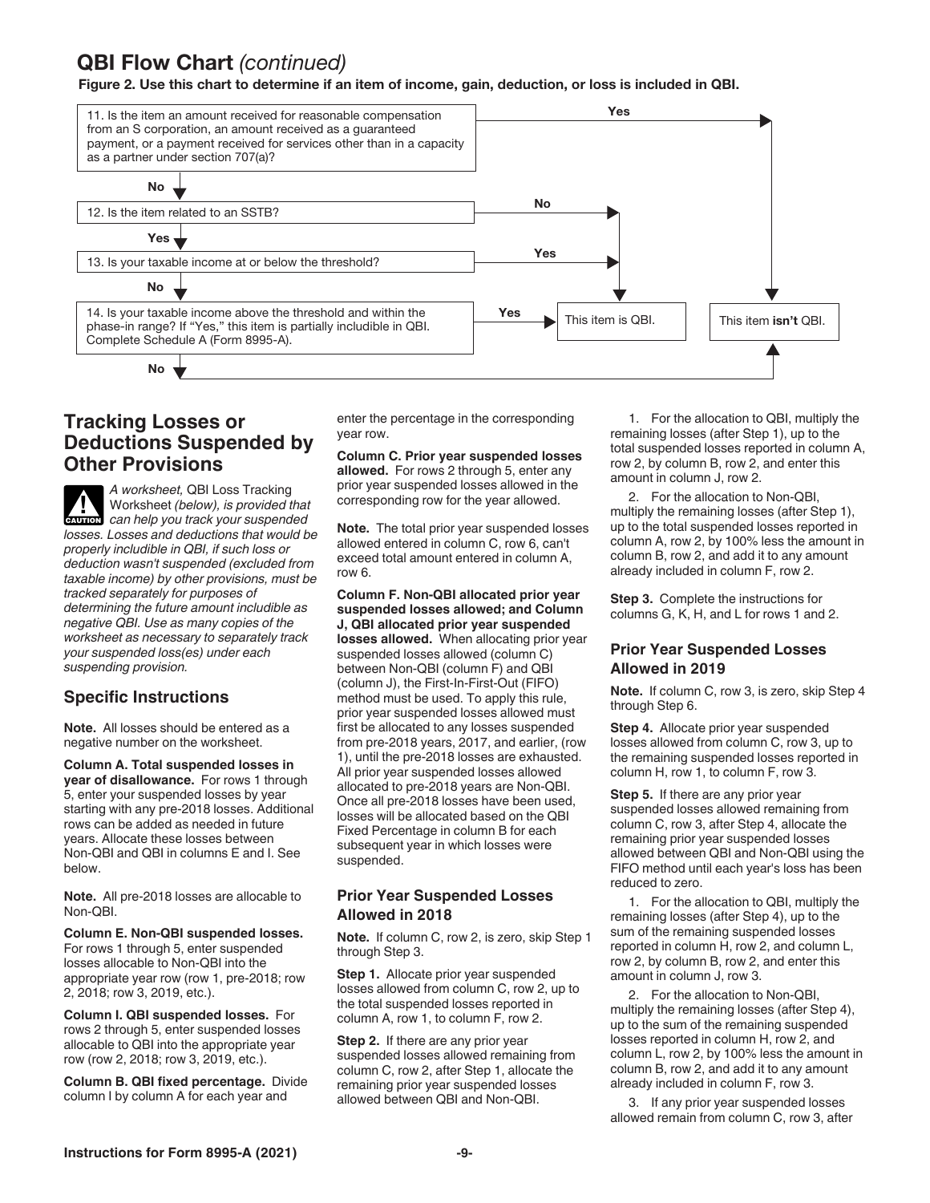## QBI Flow Chart *(continued)*

**Figure 2. Use this chart to determine if an item of income, gain, deduction, or loss is included in QBI.**

11. Is the item an amount received for reasonable compensation from an S corporation, an amount received as a guaranteed payment, or a payment received for services other than in a capacity as a partner under section 707(a)?
    - **Yes** → This item **isn't** QBI.
    - **No** → Go to 12.

12. Is the item related to an SSTB?
    - **No** → This item is QBI.
    - **Yes** → Go to 13.

13. Is your taxable income at or below the threshold?
    - **Yes** → This item is QBI.
    - **No** → Go to 14.

14. Is your taxable income above the threshold and within the phase-in range? If "Yes," this item is partially includible in QBI. Complete Schedule A (Form 8995-A).
    - **Yes** → This item is QBI.
    - **No** → This item **isn't** QBI.

## Tracking Losses or Deductions Suspended by Other Provisions

**CAUTION** *A worksheet,* QBI Loss Tracking Worksheet *(below), is provided that can help you track your suspended losses. Losses and deductions that would be properly includible in QBI, if such loss or deduction wasn't suspended (excluded from taxable income) by other provisions, must be tracked separately for purposes of determining the future amount includible as negative QBI. Use as many copies of the worksheet as necessary to separately track your suspended loss(es) under each suspending provision.*

### Specific Instructions

**Note.** All losses should be entered as a negative number on the worksheet.

**Column A. Total suspended losses in year of disallowance.** For rows 1 through 5, enter your suspended losses by year starting with any pre-2018 losses. Additional rows can be added as needed in future years. Allocate these losses between Non-QBI and QBI in columns E and I. See below.

**Note.** All pre-2018 losses are allocable to Non-QBI.

**Column E. Non-QBI suspended losses.** For rows 1 through 5, enter suspended losses allocable to Non-QBI into the appropriate year row (row 1, pre-2018; row 2, 2018; row 3, 2019, etc.).

**Column I. QBI suspended losses.** For rows 2 through 5, enter suspended losses allocable to QBI into the appropriate year row (row 2, 2018; row 3, 2019, etc.).

**Column B. QBI fixed percentage.** Divide column I by column A for each year and enter the percentage in the corresponding year row.

**Column C. Prior year suspended losses allowed.** For rows 2 through 5, enter any prior year suspended losses allowed in the corresponding row for the year allowed.

**Note.** The total prior year suspended losses allowed entered in column C, row 6, can't exceed total amount entered in column A, row 6.

**Column F. Non-QBI allocated prior year suspended losses allowed; and Column J, QBI allocated prior year suspended losses allowed.** When allocating prior year suspended losses allowed (column C) between Non-QBI (column F) and QBI (column J), the First-In-First-Out (FIFO) method must be used. To apply this rule, prior year suspended losses allowed must first be allocated to any losses suspended from pre-2018 years, 2017, and earlier, (row 1), until the pre-2018 losses are exhausted. All prior year suspended losses allowed allocated to pre-2018 years are Non-QBI. Once all pre-2018 losses have been used, losses will be allocated based on the QBI Fixed Percentage in column B for each subsequent year in which losses were suspended.

### Prior Year Suspended Losses Allowed in 2018

**Note.** If column C, row 2, is zero, skip Step 1 through Step 3.

**Step 1.** Allocate prior year suspended losses allowed from column C, row 2, up to the total suspended losses reported in column A, row 1, to column F, row 2.

**Step 2.** If there are any prior year suspended losses allowed remaining from column C, row 2, after Step 1, allocate the remaining prior year suspended losses allowed between QBI and Non-QBI.

1. For the allocation to QBI, multiply the remaining losses (after Step 1), up to the total suspended losses reported in column A, row 2, by column B, row 2, and enter this amount in column J, row 2.

2. For the allocation to Non-QBI, multiply the remaining losses (after Step 1), up to the total suspended losses reported in column A, row 2, by 100% less the amount in column B, row 2, and add it to any amount already included in column F, row 2.

**Step 3.** Complete the instructions for columns G, K, H, and L for rows 1 and 2.

### Prior Year Suspended Losses Allowed in 2019

**Note.** If column C, row 3, is zero, skip Step 4 through Step 6.

**Step 4.** Allocate prior year suspended losses allowed from column C, row 3, up to the remaining suspended losses reported in column H, row 1, to column F, row 3.

**Step 5.** If there are any prior year suspended losses allowed remaining from column C, row 3, after Step 4, allocate the remaining prior year suspended losses allowed between QBI and Non-QBI using the FIFO method until each year's loss has been reduced to zero.

1. For the allocation to QBI, multiply the remaining losses (after Step 4), up to the sum of the remaining suspended losses reported in column H, row 2, and column L, row 2, by column B, row 2, and enter this amount in column J, row 3.

2. For the allocation to Non-QBI, multiply the remaining losses (after Step 4), up to the sum of the remaining suspended losses reported in column H, row 2, and column L, row 2, by 100% less the amount in column B, row 2, and add it to any amount already included in column F, row 3.

3. If any prior year suspended losses allowed remain from column C, row 3, after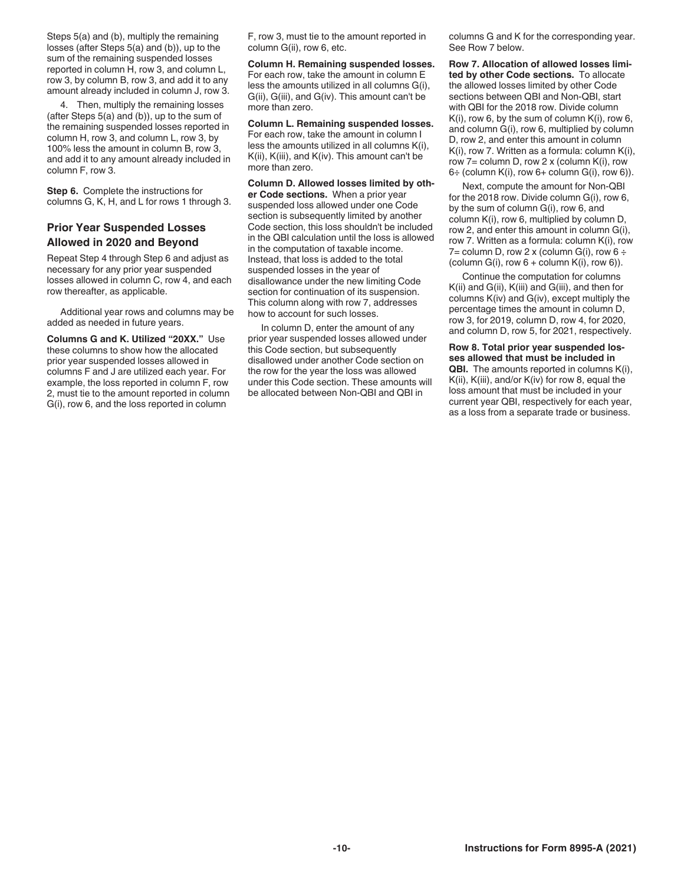Steps 5(a) and (b), multiply the remaining losses (after Steps 5(a) and (b)), up to the sum of the remaining suspended losses reported in column H, row 3, and column L, row 3, by column B, row 3, and add it to any amount already included in column J, row 3.

4. Then, multiply the remaining losses (after Steps 5(a) and (b)), up to the sum of the remaining suspended losses reported in column H, row 3, and column L, row 3, by 100% less the amount in column B, row 3, and add it to any amount already included in column F, row 3.

**Step 6.** Complete the instructions for columns G, K, H, and L for rows 1 through 3.

### Prior Year Suspended Losses Allowed in 2020 and Beyond

Repeat Step 4 through Step 6 and adjust as necessary for any prior year suspended losses allowed in column C, row 4, and each row thereafter, as applicable.

Additional year rows and columns may be added as needed in future years.

**Columns G and K. Utilized "20XX."** Use these columns to show how the allocated prior year suspended losses allowed in columns F and J are utilized each year. For example, the loss reported in column F, row 2, must tie to the amount reported in column G(i), row 6, and the loss reported in column F, row 3, must tie to the amount reported in column G(ii), row 6, etc.

**Column H. Remaining suspended losses.** For each row, take the amount in column E less the amounts utilized in all columns G(i), G(ii), G(iii), and G(iv). This amount can't be more than zero.

**Column L. Remaining suspended losses.** For each row, take the amount in column I less the amounts utilized in all columns K(i), K(ii), K(iii), and K(iv). This amount can't be more than zero.

**Column D. Allowed losses limited by other Code sections.** When a prior year suspended loss allowed under one Code section is subsequently limited by another Code section, this loss shouldn't be included in the QBI calculation until the loss is allowed in the computation of taxable income. Instead, that loss is added to the total suspended losses in the year of disallowance under the new limiting Code section for continuation of its suspension. This column along with row 7, addresses how to account for such losses.

In column D, enter the amount of any prior year suspended losses allowed under this Code section, but subsequently disallowed under another Code section on the row for the year the loss was allowed under this Code section. These amounts will be allocated between Non-QBI and QBI in columns G and K for the corresponding year. See Row 7 below.

**Row 7. Allocation of allowed losses limited by other Code sections.** To allocate the allowed losses limited by other Code sections between QBI and Non-QBI, start with QBI for the 2018 row. Divide column K(i), row 6, by the sum of column K(i), row 6, and column G(i), row 6, multiplied by column D, row 2, and enter this amount in column K(i), row 7. Written as a formula: column K(i), row 7= column D, row 2 x (column K(i), row 6÷ (column K(i), row 6+ column G(i), row 6)).

Next, compute the amount for Non-QBI for the 2018 row. Divide column G(i), row 6, by the sum of column G(i), row 6, and column K(i), row 6, multiplied by column D, row 2, and enter this amount in column G(i), row 7. Written as a formula: column K(i), row 7= column D, row 2 x (column G(i), row 6 ÷ (column G(i), row 6 + column K(i), row 6)).

Continue the computation for columns K(ii) and G(ii), K(iii) and G(iii), and then for columns K(iv) and G(iv), except multiply the percentage times the amount in column D, row 3, for 2019, column D, row 4, for 2020, and column D, row 5, for 2021, respectively.

**Row 8. Total prior year suspended losses allowed that must be included in QBI.** The amounts reported in columns K(i), K(ii), K(iii), and/or K(iv) for row 8, equal the loss amount that must be included in your current year QBI, respectively for each year, as a loss from a separate trade or business.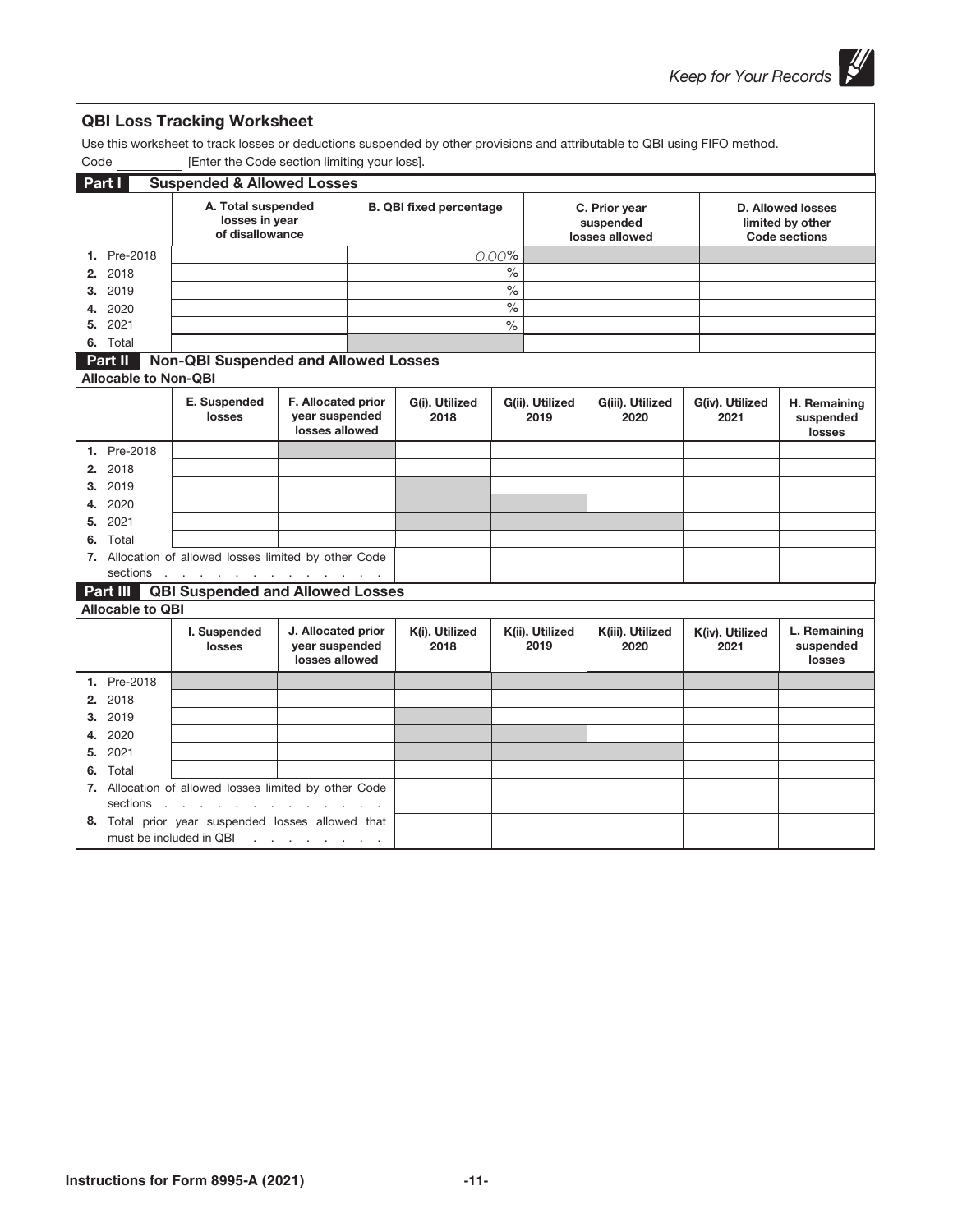## QBI Loss Tracking Worksheet

Use this worksheet to track losses or deductions suspended by other provisions and attributable to QBI using FIFO method.

Code __________ [Enter the Code section limiting your loss].

### Part I Suspended & Allowed Losses

| | A. Total suspended losses in year of disallowance | B. QBI fixed percentage | C. Prior year suspended losses allowed | D. Allowed losses limited by other Code sections |
|---|---|---|---|---|
| 1. Pre-2018 | | 0.00% | | |
| 2. 2018 | | % | | |
| 3. 2019 | | % | | |
| 4. 2020 | | % | | |
| 5. 2021 | | % | | |
| 6. Total | | | | |

### Part II Non-QBI Suspended and Allowed Losses

**Allocable to Non-QBI**

| | E. Suspended losses | F. Allocated prior year suspended losses allowed | G(i). Utilized 2018 | G(ii). Utilized 2019 | G(iii). Utilized 2020 | G(iv). Utilized 2021 | H. Remaining suspended losses |
|---|---|---|---|---|---|---|---|
| 1. Pre-2018 | | | | | | | |
| 2. 2018 | | | | | | | |
| 3. 2019 | | | | | | | |
| 4. 2020 | | | | | | | |
| 5. 2021 | | | | | | | |
| 6. Total | | | | | | | |
| 7. Allocation of allowed losses limited by other Code sections | | | | | | | |

### Part III QBI Suspended and Allowed Losses

**Allocable to QBI**

| | I. Suspended losses | J. Allocated prior year suspended losses allowed | K(i). Utilized 2018 | K(ii). Utilized 2019 | K(iii). Utilized 2020 | K(iv). Utilized 2021 | L. Remaining suspended losses |
|---|---|---|---|---|---|---|---|
| 1. Pre-2018 | | | | | | | |
| 2. 2018 | | | | | | | |
| 3. 2019 | | | | | | | |
| 4. 2020 | | | | | | | |
| 5. 2021 | | | | | | | |
| 6. Total | | | | | | | |
| 7. Allocation of allowed losses limited by other Code sections | | | | | | | |
| 8. Total prior year suspended losses allowed that must be included in QBI | | | | | | | |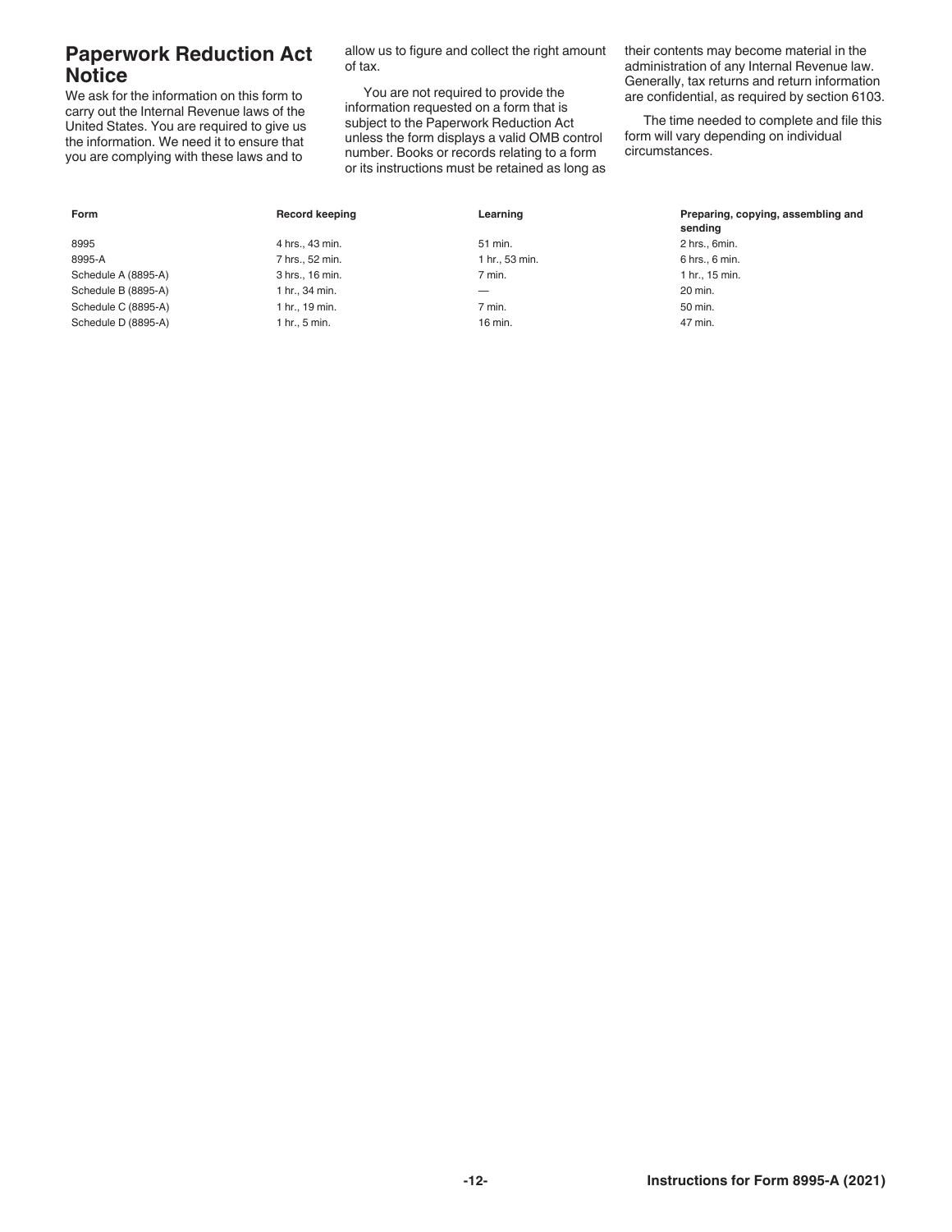## Paperwork Reduction Act Notice

We ask for the information on this form to carry out the Internal Revenue laws of the United States. You are required to give us the information. We need it to ensure that you are complying with these laws and to allow us to figure and collect the right amount of tax.

You are not required to provide the information requested on a form that is subject to the Paperwork Reduction Act unless the form displays a valid OMB control number. Books or records relating to a form or its instructions must be retained as long as their contents may become material in the administration of any Internal Revenue law. Generally, tax returns and return information are confidential, as required by section 6103.

The time needed to complete and file this form will vary depending on individual circumstances.

| Form | Record keeping | Learning | Preparing, copying, assembling and sending |
|---|---|---|---|
| 8995 | 4 hrs., 43 min. | 51 min. | 2 hrs., 6min. |
| 8995-A | 7 hrs., 52 min. | 1 hr., 53 min. | 6 hrs., 6 min. |
| Schedule A (8895-A) | 3 hrs., 16 min. | 7 min. | 1 hr., 15 min. |
| Schedule B (8895-A) | 1 hr., 34 min. | — | 20 min. |
| Schedule C (8895-A) | 1 hr., 19 min. | 7 min. | 50 min. |
| Schedule D (8895-A) | 1 hr., 5 min. | 16 min. | 47 min. |